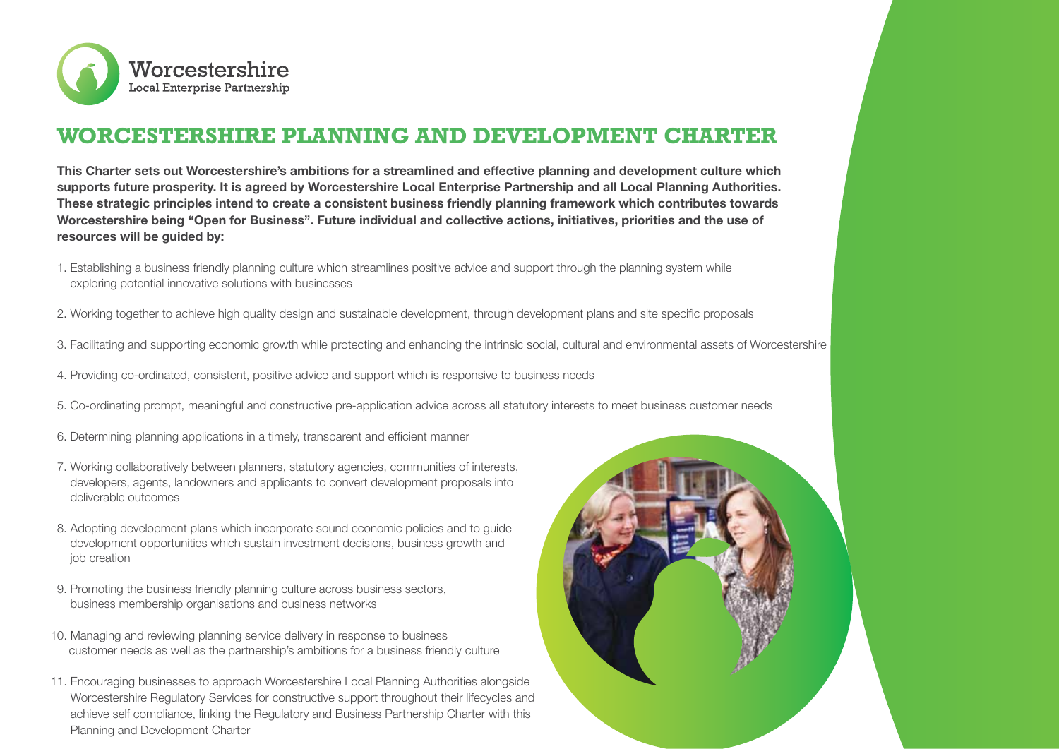Worcestershire
Local Enterprise Partnership

# WORCESTERSHIRE PLANNING AND DEVELOPMENT CHARTER

**This Charter sets out Worcestershire's ambitions for a streamlined and effective planning and development culture which supports future prosperity. It is agreed by Worcestershire Local Enterprise Partnership and all Local Planning Authorities. These strategic principles intend to create a consistent business friendly planning framework which contributes towards Worcestershire being "Open for Business". Future individual and collective actions, initiatives, priorities and the use of resources will be guided by:**

1. Establishing a business friendly planning culture which streamlines positive advice and support through the planning system while exploring potential innovative solutions with businesses
2. Working together to achieve high quality design and sustainable development, through development plans and site specific proposals
3. Facilitating and supporting economic growth while protecting and enhancing the intrinsic social, cultural and environmental assets of Worcestershire
4. Providing co-ordinated, consistent, positive advice and support which is responsive to business needs
5. Co-ordinating prompt, meaningful and constructive pre-application advice across all statutory interests to meet business customer needs
6. Determining planning applications in a timely, transparent and efficient manner
7. Working collaboratively between planners, statutory agencies, communities of interests, developers, agents, landowners and applicants to convert development proposals into deliverable outcomes
8. Adopting development plans which incorporate sound economic policies and to guide development opportunities which sustain investment decisions, business growth and job creation
9. Promoting the business friendly planning culture across business sectors, business membership organisations and business networks
10. Managing and reviewing planning service delivery in response to business customer needs as well as the partnership's ambitions for a business friendly culture
11. Encouraging businesses to approach Worcestershire Local Planning Authorities alongside Worcestershire Regulatory Services for constructive support throughout their lifecycles and achieve self compliance, linking the Regulatory and Business Partnership Charter with this Planning and Development Charter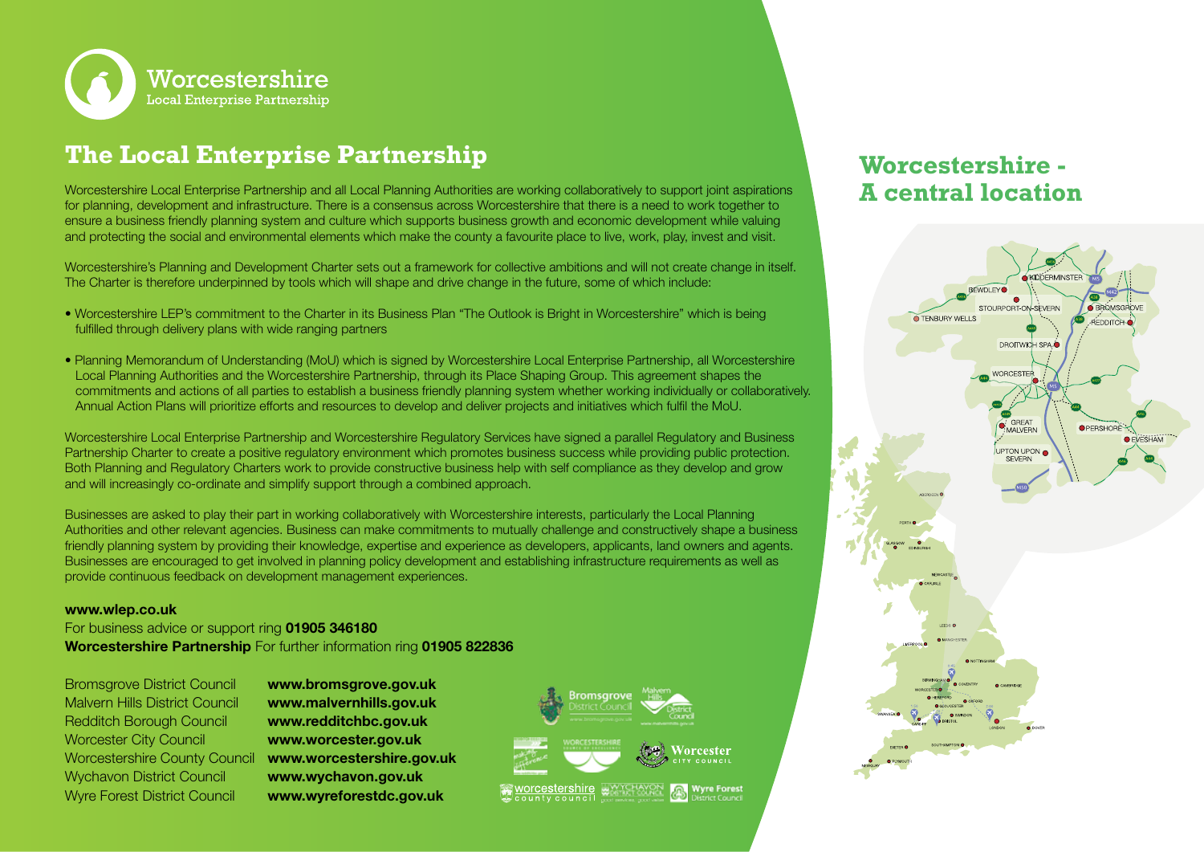Worcestershire
Local Enterprise Partnership

# The Local Enterprise Partnership

Worcestershire Local Enterprise Partnership and all Local Planning Authorities are working collaboratively to support joint aspirations for planning, development and infrastructure. There is a consensus across Worcestershire that there is a need to work together to ensure a business friendly planning system and culture which supports business growth and economic development while valuing and protecting the social and environmental elements which make the county a favourite place to live, work, play, invest and visit.

Worcestershire's Planning and Development Charter sets out a framework for collective ambitions and will not create change in itself. The Charter is therefore underpinned by tools which will shape and drive change in the future, some of which include:

- Worcestershire LEP's commitment to the Charter in its Business Plan "The Outlook is Bright in Worcestershire" which is being fulfilled through delivery plans with wide ranging partners
- Planning Memorandum of Understanding (MoU) which is signed by Worcestershire Local Enterprise Partnership, all Worcestershire Local Planning Authorities and the Worcestershire Partnership, through its Place Shaping Group. This agreement shapes the commitments and actions of all parties to establish a business friendly planning system whether working individually or collaboratively. Annual Action Plans will prioritize efforts and resources to develop and deliver projects and initiatives which fulfil the MoU.

Worcestershire Local Enterprise Partnership and Worcestershire Regulatory Services have signed a parallel Regulatory and Business Partnership Charter to create a positive regulatory environment which promotes business success while providing public protection. Both Planning and Regulatory Charters work to provide constructive business help with self compliance as they develop and grow and will increasingly co-ordinate and simplify support through a combined approach.

Businesses are asked to play their part in working collaboratively with Worcestershire interests, particularly the Local Planning Authorities and other relevant agencies. Business can make commitments to mutually challenge and constructively shape a business friendly planning system by providing their knowledge, expertise and experience as developers, applicants, land owners and agents. Businesses are encouraged to get involved in planning policy development and establishing infrastructure requirements as well as provide continuous feedback on development management experiences.

**www.wlep.co.uk**
For business advice or support ring **01905 346180**
**Worcestershire Partnership** For further information ring **01905 822836**

| | |
|---|---|
| Bromsgrove District Council | **www.bromsgrove.gov.uk** |
| Malvern Hills District Council | **www.malvernhills.gov.uk** |
| Redditch Borough Council | **www.redditchbc.gov.uk** |
| Worcester City Council | **www.worcester.gov.uk** |
| Worcestershire County Council | **www.worcestershire.gov.uk** |
| Wychavon District Council | **www.wychavon.gov.uk** |
| Wyre Forest District Council | **www.wyreforestdc.gov.uk** |

# Worcestershire - A central location

KIDDERMINSTER
BEWDLEY
STOURPORT-ON-SEVERN
BROMSGROVE
TENBURY WELLS
REDDITCH
DROITWICH SPA
WORCESTER
GREAT MALVERN
PERSHORE
EVESHAM
UPTON UPON SEVERN
M5
M42
M50